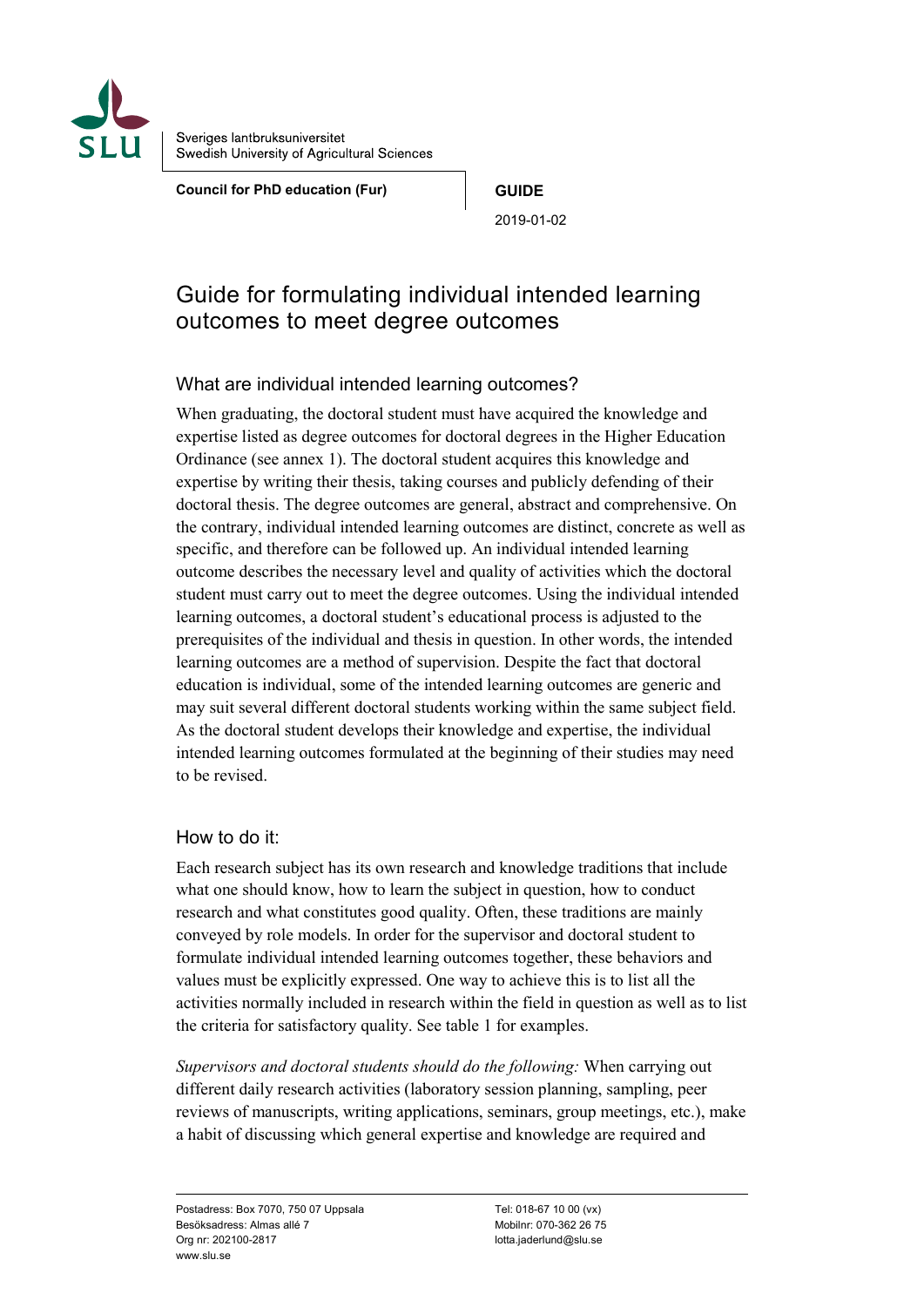Sveriges lantbruksuniversitet
Swedish University of Agricultural Sciences

**Council for PhD education (Fur)**

**GUIDE**

2019-01-02

# Guide for formulating individual intended learning outcomes to meet degree outcomes

## What are individual intended learning outcomes?

When graduating, the doctoral student must have acquired the knowledge and expertise listed as degree outcomes for doctoral degrees in the Higher Education Ordinance (see annex 1). The doctoral student acquires this knowledge and expertise by writing their thesis, taking courses and publicly defending of their doctoral thesis. The degree outcomes are general, abstract and comprehensive. On the contrary, individual intended learning outcomes are distinct, concrete as well as specific, and therefore can be followed up. An individual intended learning outcome describes the necessary level and quality of activities which the doctoral student must carry out to meet the degree outcomes. Using the individual intended learning outcomes, a doctoral student's educational process is adjusted to the prerequisites of the individual and thesis in question. In other words, the intended learning outcomes are a method of supervision. Despite the fact that doctoral education is individual, some of the intended learning outcomes are generic and may suit several different doctoral students working within the same subject field. As the doctoral student develops their knowledge and expertise, the individual intended learning outcomes formulated at the beginning of their studies may need to be revised.

## How to do it:

Each research subject has its own research and knowledge traditions that include what one should know, how to learn the subject in question, how to conduct research and what constitutes good quality. Often, these traditions are mainly conveyed by role models. In order for the supervisor and doctoral student to formulate individual intended learning outcomes together, these behaviors and values must be explicitly expressed. One way to achieve this is to list all the activities normally included in research within the field in question as well as to list the criteria for satisfactory quality. See table 1 for examples.

*Supervisors and doctoral students should do the following:* When carrying out different daily research activities (laboratory session planning, sampling, peer reviews of manuscripts, writing applications, seminars, group meetings, etc.), make a habit of discussing which general expertise and knowledge are required and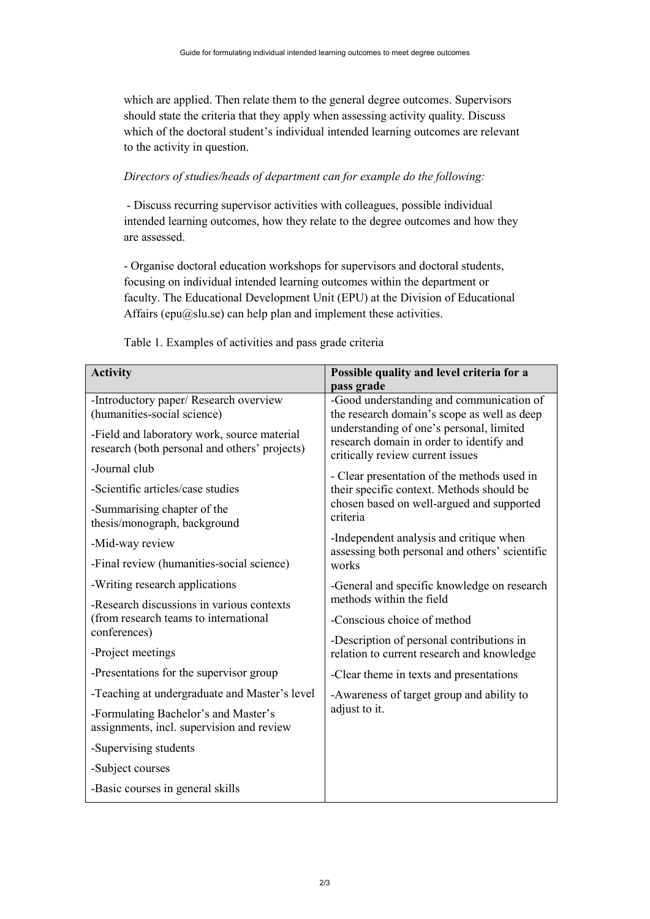which are applied. Then relate them to the general degree outcomes. Supervisors should state the criteria that they apply when assessing activity quality. Discuss which of the doctoral student's individual intended learning outcomes are relevant to the activity in question.

*Directors of studies/heads of department can for example do the following:*

- Discuss recurring supervisor activities with colleagues, possible individual intended learning outcomes, how they relate to the degree outcomes and how they are assessed.

- Organise doctoral education workshops for supervisors and doctoral students, focusing on individual intended learning outcomes within the department or faculty. The Educational Development Unit (EPU) at the Division of Educational Affairs (epu@slu.se) can help plan and implement these activities.

Table 1. Examples of activities and pass grade criteria

| Activity | Possible quality and level criteria for a pass grade |
|---|---|
| -Introductory paper/ Research overview (humanities-social science)<br>-Field and laboratory work, source material research (both personal and others' projects)<br>-Journal club<br>-Scientific articles/case studies<br>-Summarising chapter of the thesis/monograph, background<br>-Mid-way review<br>-Final review (humanities-social science)<br>-Writing research applications<br>-Research discussions in various contexts (from research teams to international conferences)<br>-Project meetings<br>-Presentations for the supervisor group<br>-Teaching at undergraduate and Master's level<br>-Formulating Bachelor's and Master's assignments, incl. supervision and review<br>-Supervising students<br>-Subject courses<br>-Basic courses in general skills | -Good understanding and communication of the research domain's scope as well as deep understanding of one's personal, limited research domain in order to identify and critically review current issues<br>- Clear presentation of the methods used in their specific context. Methods should be chosen based on well-argued and supported criteria<br>-Independent analysis and critique when assessing both personal and others' scientific works<br>-General and specific knowledge on research methods within the field<br>-Conscious choice of method<br>-Description of personal contributions in relation to current research and knowledge<br>-Clear theme in texts and presentations<br>-Awareness of target group and ability to adjust to it. |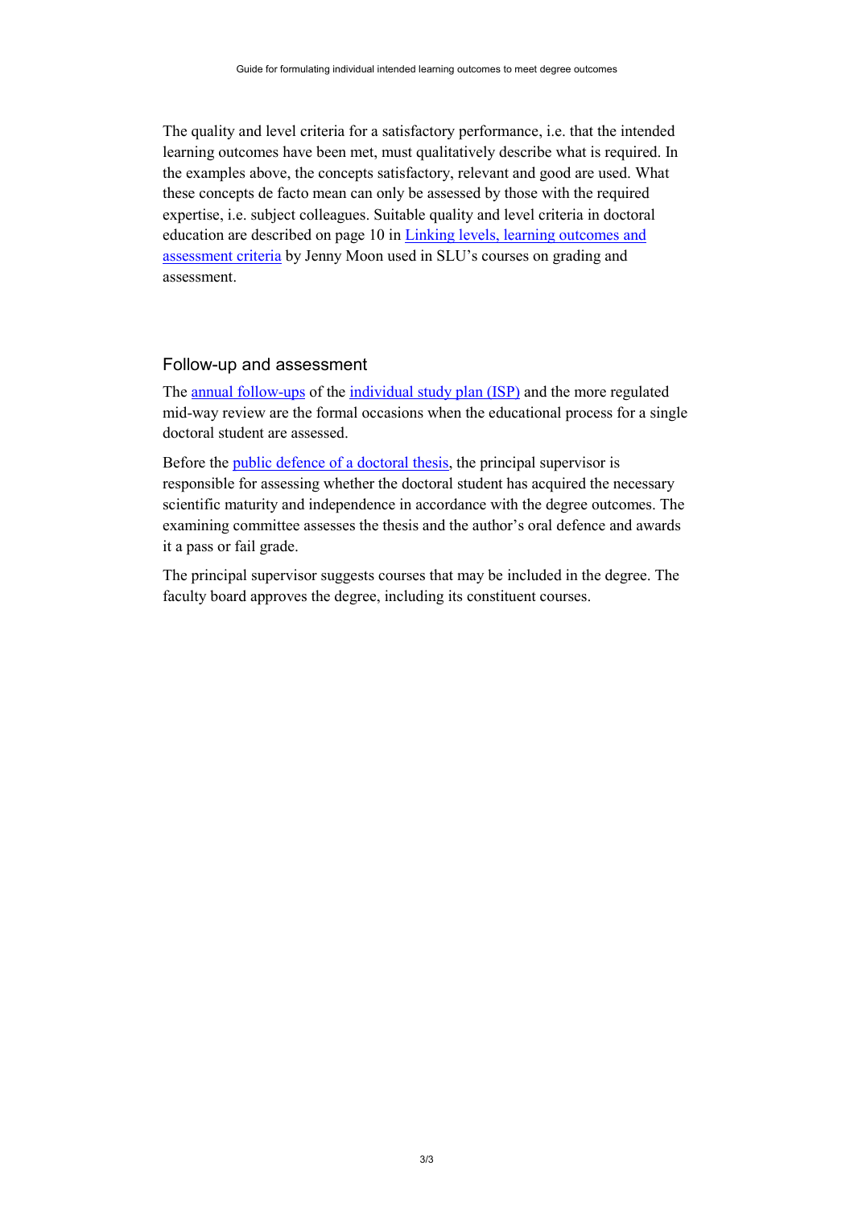The quality and level criteria for a satisfactory performance, i.e. that the intended learning outcomes have been met, must qualitatively describe what is required. In the examples above, the concepts satisfactory, relevant and good are used. What these concepts de facto mean can only be assessed by those with the required expertise, i.e. subject colleagues. Suitable quality and level criteria in doctoral education are described on page 10 in Linking levels, learning outcomes and assessment criteria by Jenny Moon used in SLU's courses on grading and assessment.

## Follow-up and assessment

The annual follow-ups of the individual study plan (ISP) and the more regulated mid-way review are the formal occasions when the educational process for a single doctoral student are assessed.

Before the public defence of a doctoral thesis, the principal supervisor is responsible for assessing whether the doctoral student has acquired the necessary scientific maturity and independence in accordance with the degree outcomes. The examining committee assesses the thesis and the author's oral defence and awards it a pass or fail grade.

The principal supervisor suggests courses that may be included in the degree. The faculty board approves the degree, including its constituent courses.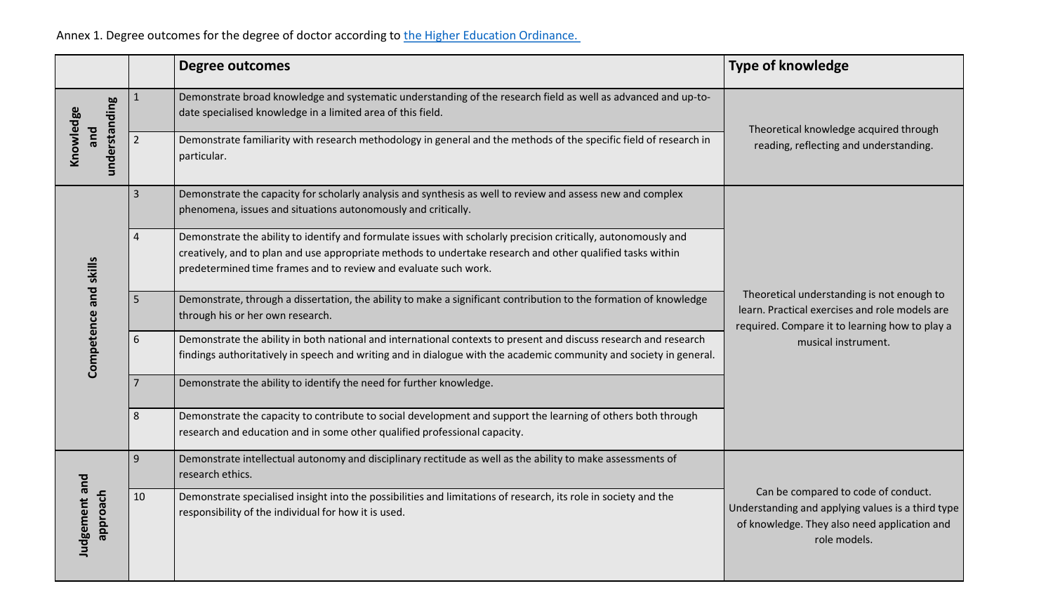Annex 1. Degree outcomes for the degree of doctor according to [the Higher Education Ordinance.]()

| | | Degree outcomes | Type of knowledge |
|---|---|---|---|
| Knowledge and understanding | 1 | Demonstrate broad knowledge and systematic understanding of the research field as well as advanced and up-to-date specialised knowledge in a limited area of this field. | Theoretical knowledge acquired through reading, reflecting and understanding. |
| | 2 | Demonstrate familiarity with research methodology in general and the methods of the specific field of research in particular. | |
| Competence and skills | 3 | Demonstrate the capacity for scholarly analysis and synthesis as well to review and assess new and complex phenomena, issues and situations autonomously and critically. | Theoretical understanding is not enough to learn. Practical exercises and role models are required. Compare it to learning how to play a musical instrument. |
| | 4 | Demonstrate the ability to identify and formulate issues with scholarly precision critically, autonomously and creatively, and to plan and use appropriate methods to undertake research and other qualified tasks within predetermined time frames and to review and evaluate such work. | |
| | 5 | Demonstrate, through a dissertation, the ability to make a significant contribution to the formation of knowledge through his or her own research. | |
| | 6 | Demonstrate the ability in both national and international contexts to present and discuss research and research findings authoritatively in speech and writing and in dialogue with the academic community and society in general. | |
| | 7 | Demonstrate the ability to identify the need for further knowledge. | |
| | 8 | Demonstrate the capacity to contribute to social development and support the learning of others both through research and education and in some other qualified professional capacity. | |
| Judgement and approach | 9 | Demonstrate intellectual autonomy and disciplinary rectitude as well as the ability to make assessments of research ethics. | Can be compared to code of conduct. Understanding and applying values is a third type of knowledge. They also need application and role models. |
| | 10 | Demonstrate specialised insight into the possibilities and limitations of research, its role in society and the responsibility of the individual for how it is used. | |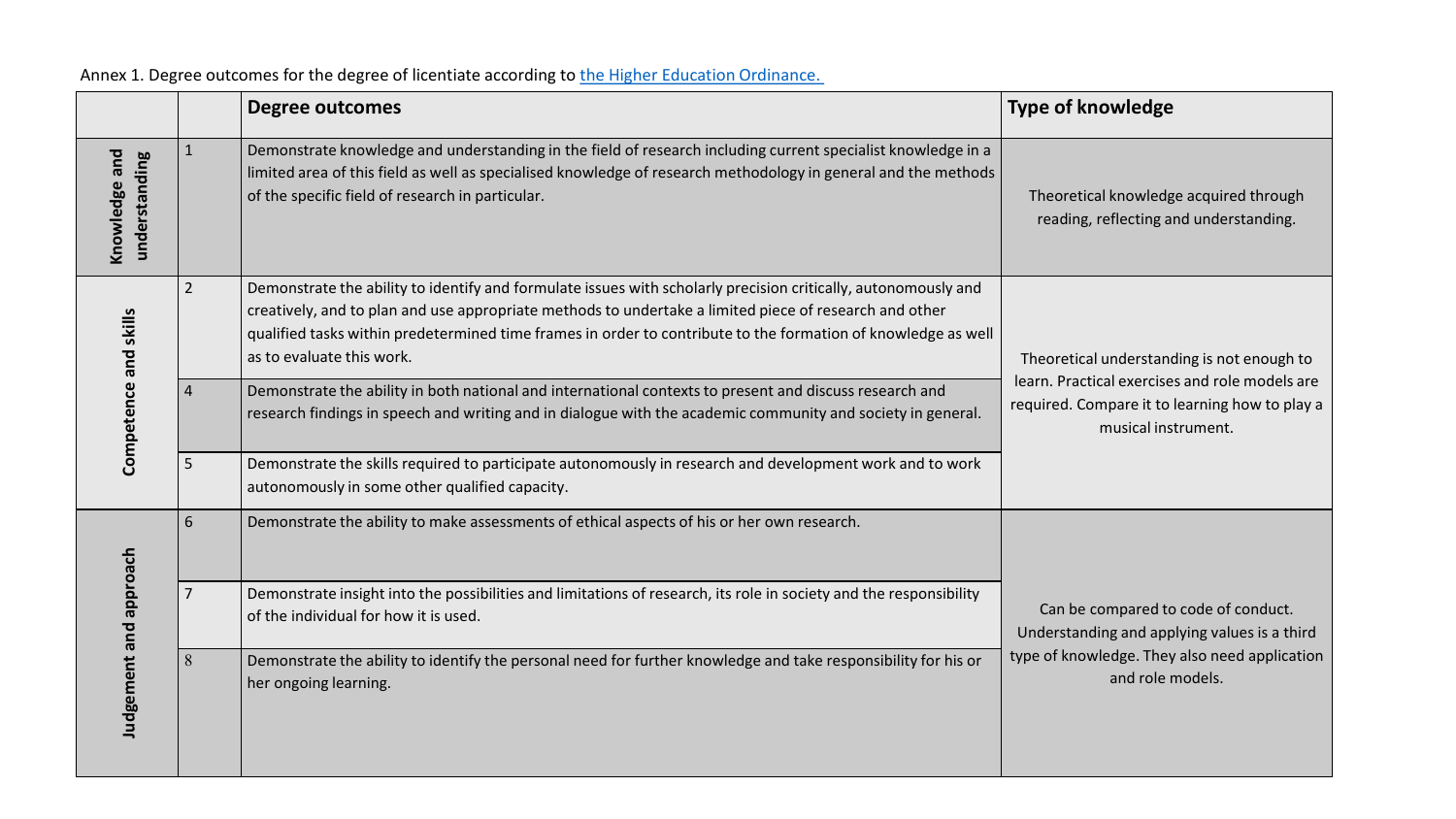Annex 1. Degree outcomes for the degree of licentiate according to [the Higher Education Ordinance.](#)

| | | Degree outcomes | Type of knowledge |
|---|---|---|---|
| Knowledge and understanding | 1 | Demonstrate knowledge and understanding in the field of research including current specialist knowledge in a limited area of this field as well as specialised knowledge of research methodology in general and the methods of the specific field of research in particular. | Theoretical knowledge acquired through reading, reflecting and understanding. |
| Competence and skills | 2 | Demonstrate the ability to identify and formulate issues with scholarly precision critically, autonomously and creatively, and to plan and use appropriate methods to undertake a limited piece of research and other qualified tasks within predetermined time frames in order to contribute to the formation of knowledge as well as to evaluate this work. | Theoretical understanding is not enough to learn. Practical exercises and role models are required. Compare it to learning how to play a musical instrument. |
| | 4 | Demonstrate the ability in both national and international contexts to present and discuss research and research findings in speech and writing and in dialogue with the academic community and society in general. | |
| | 5 | Demonstrate the skills required to participate autonomously in research and development work and to work autonomously in some other qualified capacity. | |
| Judgement and approach | 6 | Demonstrate the ability to make assessments of ethical aspects of his or her own research. | Can be compared to code of conduct. Understanding and applying values is a third type of knowledge. They also need application and role models. |
| | 7 | Demonstrate insight into the possibilities and limitations of research, its role in society and the responsibility of the individual for how it is used. | |
| | 8 | Demonstrate the ability to identify the personal need for further knowledge and take responsibility for his or her ongoing learning. | |